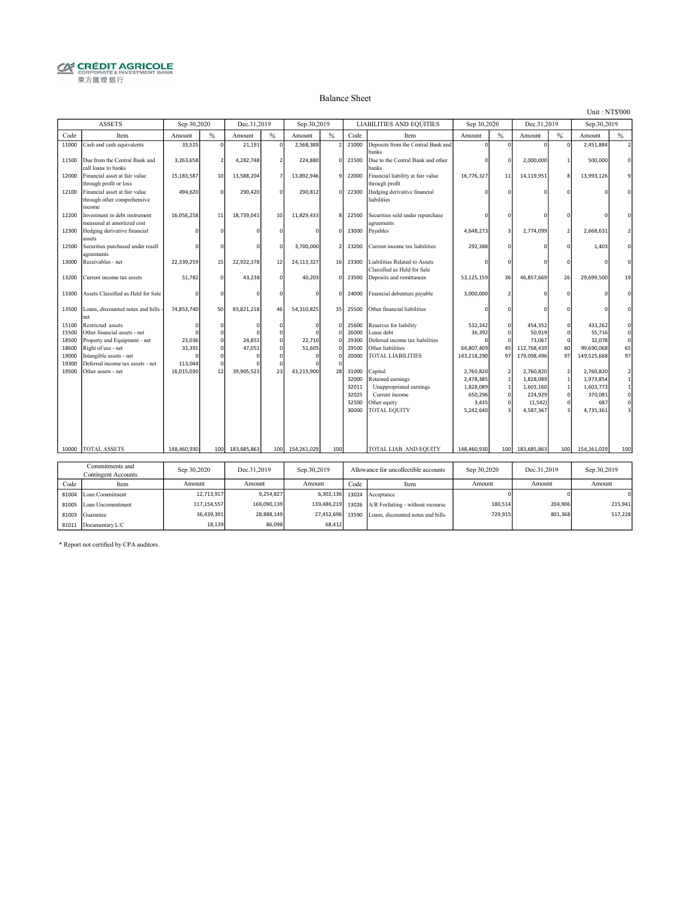CRÉDIT AGRICOLE
CORPORATE & INVESTMENT BANK
東方匯理銀行

# Balance Sheet

Unit : NT$'000

| ASSETS | | Sep 30,2020 | | Dec.31,2019 | | Sep.30,2019 | | LIABILITIES AND EQUITIES | | Sep 30,2020 | | Dec.31,2019 | | Sep.30,2019 | |
|---|---|---|---|---|---|---|---|---|---|---|---|---|---|---|---|
| Code | Item | Amount | % | Amount | % | Amount | % | Code | Item | Amount | % | Amount | % | Amount | % |
| 11000 | Cash and cash equivalents | 33,525 | 0 | 21,191 | 0 | 2,568,388 | 2 | 21000 | Deposits from the Central Bank and banks | 0 | 0 | 0 | 0 | 2,451,884 | 2 |
| 11500 | Due from the Central Bank and call loans to banks | 3,263,658 | 2 | 4,282,748 | 2 | 224,880 | 0 | 21500 | Due to the Central Bank and other banks | 0 | 0 | 2,000,000 | 1 | 500,000 | 0 |
| 12000 | Financial asset at fair value through profit or loss | 15,183,587 | 10 | 13,588,204 | 7 | 13,892,946 | 9 | 22000 | Financial liability at fair value through profit | 16,776,327 | 11 | 14,119,951 | 8 | 13,993,126 | 9 |
| 12100 | Financial asset at fair value through other comprehensive income | 494,620 | 0 | 290,420 | 0 | 290,812 | 0 | 22300 | Hedging derivative financial liabilities | 0 | 0 | 0 | 0 | 0 | 0 |
| 12200 | Investment in debt instrument measured at amortized cost | 16,056,258 | 11 | 18,739,041 | 10 | 11,829,433 | 8 | 22500 | Securities sold under repurchase agreements | 0 | 0 | 0 | 0 | 0 | 0 |
| 12300 | Hedging derivative financial assets | 0 | 0 | 0 | 0 | 0 | 0 | 23000 | Payables | 4,648,273 | 3 | 2,774,099 | 2 | 2,668,631 | 2 |
| 12500 | Securities purchased under resell agreements | 0 | 0 | 0 | 0 | 3,700,000 | 2 | 23200 | Current income tax liabilities | 292,388 | 0 | 0 | 0 | 1,403 | 0 |
| 13000 | Receivables - net | 22,339,259 | 15 | 22,922,378 | 12 | 24,113,327 | 16 | 23300 | Liabilities Related to Assets Classified as Held for Sale | 0 | 0 | 0 | 0 | 0 | 0 |
| 13200 | Current income tax assets | 51,782 | 0 | 43,238 | 0 | 40,203 | 0 | 23500 | Deposits and remittances | 53,125,159 | 36 | 46,857,669 | 26 | 29,699,500 | 19 |
| 13300 | Assets Classified as Held for Sale | 0 | 0 | 0 | 0 | 0 | 0 | 24000 | Financial debenture payable | 3,000,000 | 2 | 0 | 0 | 0 | 0 |
| 13500 | Loans, discounted notes and bills - net | 74,853,740 | 50 | 83,821,218 | 46 | 54,310,825 | 35 | 25500 | Other financial liabilities | 0 | 0 | 0 | 0 | 0 | 0 |
| 15100 | Restricted assets | 0 | 0 | 0 | 0 | 0 | 0 | 25600 | Reserves for liability | 532,342 | 0 | 454,352 | 0 | 433,262 | 0 |
| 15500 | Other financial assets - net | 0 | 0 | 0 | 0 | 0 | 0 | 26000 | Lease debt | 36,392 | 0 | 50,919 | 0 | 55,716 | 0 |
| 18500 | Property and Equipment - net | 23,036 | 0 | 24,851 | 0 | 22,710 | 0 | 29300 | Deferred income tax liabilities | 0 | 0 | 73,067 | 0 | 32,078 | 0 |
| 18600 | Right of use - net | 33,391 | 0 | 47,051 | 0 | 51,605 | 0 | 29500 | Other liabilities | 64,807,409 | 45 | 112,768,439 | 60 | 99,690,068 | 65 |
| 19000 | Intangible assets - net | 0 | 0 | 0 | 0 | 0 | 0 | 20000 | TOTAL LIABILITIES | 143,218,290 | 97 | 179,098,496 | 97 | 149,525,668 | 97 |
| 19300 | Deferred income tax assets - net | 113,044 | 0 | 0 | 0 | 0 | 0 | | | | | | | | |
| 19500 | Other assets - net | 16,015,030 | 12 | 39,905,523 | 23 | 43,215,900 | 28 | 31000 | Capital | 2,760,820 | 2 | 2,760,820 | 2 | 2,760,820 | 2 |
| | | | | | | | | 32000 | Retained earnings | 2,478,385 | 1 | 1,828,089 | 1 | 1,973,854 | 1 |
| | | | | | | | | 32011 | Unappropriated earnings | 1,828,089 | 1 | 1,603,160 | 1 | 1,603,773 | 1 |
| | | | | | | | | 32025 | Current income | 650,296 | 0 | 224,929 | 0 | 370,081 | 0 |
| | | | | | | | | 32500 | Other equity | 3,435 | 0 | (1,542) | 0 | 687 | 0 |
| | | | | | | | | 30000 | TOTAL EQUITY | 5,242,640 | 3 | 4,587,367 | 3 | 4,735,361 | 3 |
| 10000 | TOTAL ASSETS | 148,460,930 | 100 | 183,685,863 | 100 | 154,261,029 | 100 | | TOTAL LIAB. AND EQUITY | 148,460,930 | 100 | 183,685,863 | 100 | 154,261,029 | 100 |

| Commitments and Contingent Accounts | | Sep 30,2020 | Dec.31,2019 | Sep.30,2019 | Allowance for uncollectible accounts | | Sep 30,2020 | Dec.31,2019 | Sep.30,2019 |
|---|---|---|---|---|---|---|---|---|---|
| Code | Item | Amount | Amount | Amount | Code | Item | Amount | Amount | Amount |
| 81004 | Loan Commitment | 12,713,917 | 9,254,827 | 6,302,136 | 13024 | Acceptance | 0 | 0 | 0 |
| 81005 | Loan Uncommitment | 117,154,557 | 169,090,139 | 139,486,219 | 13026 | A/R Forfaiting - without recourse | 180,514 | 204,906 | 215,941 |
| 81003 | Guarantee | 36,439,391 | 28,888,149 | 27,452,696 | 13590 | Loans, discounted notes and bills | 729,915 | 801,368 | 517,228 |
| 81011 | Documentary L/C | 18,139 | 86,098 | 68,412 | | | | | |

* Report not certified by CPA auditors.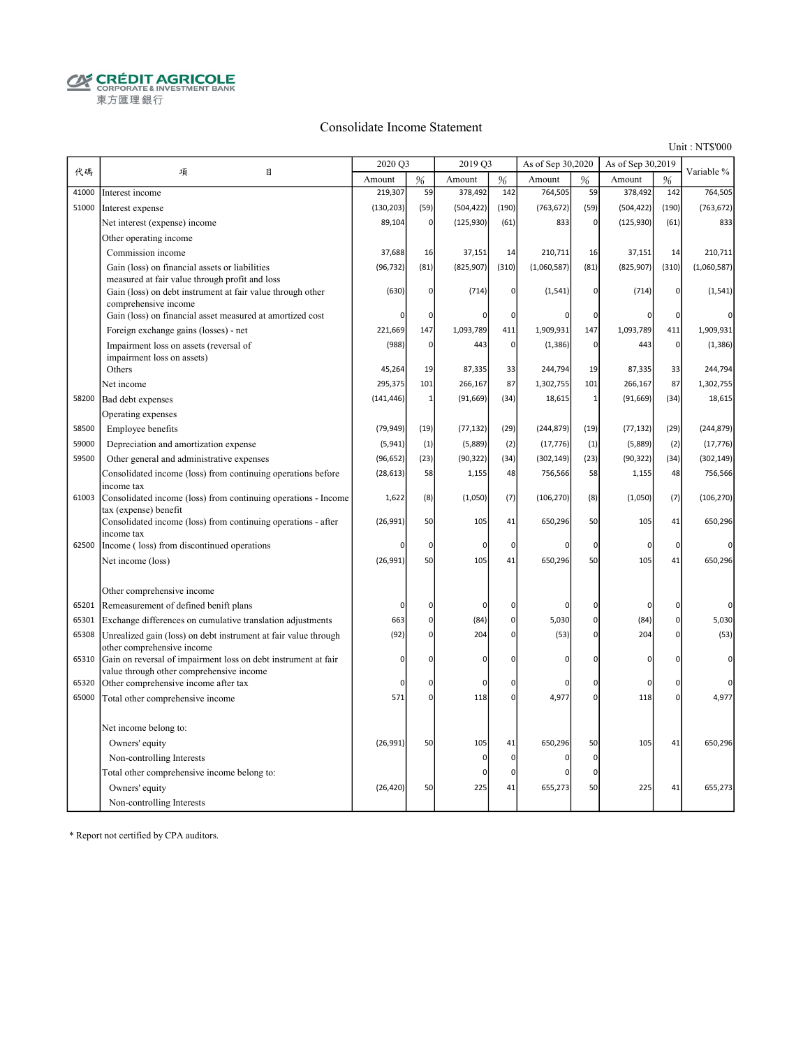CRÉDIT AGRICOLE
CORPORATE & INVESTMENT BANK
東方匯理銀行

# Consolidate Income Statement

Unit : NT$'000

| 代碼 | 項 目 | 2020 Q3 | | 2019 Q3 | | As of Sep 30,2020 | | As of Sep 30,2019 | | Variable % |
|---|---|---|---|---|---|---|---|---|---|---|
| | | Amount | % | Amount | % | Amount | % | Amount | % | |
| 41000 | Interest income | 219,307 | 59 | 378,492 | 142 | 764,505 | 59 | 378,492 | 142 | 764,505 |
| 51000 | Interest expense | (130,203) | (59) | (504,422) | (190) | (763,672) | (59) | (504,422) | (190) | (763,672) |
| | Net interest (expense) income | 89,104 | 0 | (125,930) | (61) | 833 | 0 | (125,930) | (61) | 833 |
| | Other operating income | | | | | | | | | |
| | Commission income | 37,688 | 16 | 37,151 | 14 | 210,711 | 16 | 37,151 | 14 | 210,711 |
| | Gain (loss) on financial assets or liabilities measured at fair value through profit and loss | (96,732) | (81) | (825,907) | (310) | (1,060,587) | (81) | (825,907) | (310) | (1,060,587) |
| | Gain (loss) on debt instrument at fair value through other comprehensive income | (630) | 0 | (714) | 0 | (1,541) | 0 | (714) | 0 | (1,541) |
| | Gain (loss) on financial asset measured at amortized cost | 0 | 0 | 0 | 0 | 0 | 0 | 0 | 0 | 0 |
| | Foreign exchange gains (losses) - net | 221,669 | 147 | 1,093,789 | 411 | 1,909,931 | 147 | 1,093,789 | 411 | 1,909,931 |
| | Impairment loss on assets (reversal of impairment loss on assets) | (988) | 0 | 443 | 0 | (1,386) | 0 | 443 | 0 | (1,386) |
| | Others | 45,264 | 19 | 87,335 | 33 | 244,794 | 19 | 87,335 | 33 | 244,794 |
| | Net income | 295,375 | 101 | 266,167 | 87 | 1,302,755 | 101 | 266,167 | 87 | 1,302,755 |
| 58200 | Bad debt expenses | (141,446) | 1 | (91,669) | (34) | 18,615 | 1 | (91,669) | (34) | 18,615 |
| | Operating expenses | | | | | | | | | |
| 58500 | Employee benefits | (79,949) | (19) | (77,132) | (29) | (244,879) | (19) | (77,132) | (29) | (244,879) |
| 59000 | Depreciation and amortization expense | (5,941) | (1) | (5,889) | (2) | (17,776) | (1) | (5,889) | (2) | (17,776) |
| 59500 | Other general and administrative expenses | (96,652) | (23) | (90,322) | (34) | (302,149) | (23) | (90,322) | (34) | (302,149) |
| | Consolidated income (loss) from continuing operations before income tax | (28,613) | 58 | 1,155 | 48 | 756,566 | 58 | 1,155 | 48 | 756,566 |
| 61003 | Consolidated income (loss) from continuing operations - Income tax (expense) benefit | 1,622 | (8) | (1,050) | (7) | (106,270) | (8) | (1,050) | (7) | (106,270) |
| | Consolidated income (loss) from continuing operations - after income tax | (26,991) | 50 | 105 | 41 | 650,296 | 50 | 105 | 41 | 650,296 |
| 62500 | Income ( loss) from discontinued operations | 0 | 0 | 0 | 0 | 0 | 0 | 0 | 0 | 0 |
| | Net income (loss) | (26,991) | 50 | 105 | 41 | 650,296 | 50 | 105 | 41 | 650,296 |
| | Other comprehensive income | | | | | | | | | |
| 65201 | Remeasurement of defined benifit plans | 0 | 0 | 0 | 0 | 0 | 0 | 0 | 0 | 0 |
| 65301 | Exchange differences on cumulative translation adjustments | 663 | 0 | (84) | 0 | 5,030 | 0 | (84) | 0 | 5,030 |
| 65308 | Unrealized gain (loss) on debt instrument at fair value through other comprehensive income | (92) | 0 | 204 | 0 | (53) | 0 | 204 | 0 | (53) |
| 65310 | Gain on reversal of impairment loss on debt instrument at fair value through other comprehensive income | 0 | 0 | 0 | 0 | 0 | 0 | 0 | 0 | 0 |
| 65320 | Other comprehensive income after tax | 0 | 0 | 0 | 0 | 0 | 0 | 0 | 0 | 0 |
| 65000 | Total other comprehensive income | 571 | 0 | 118 | 0 | 4,977 | 0 | 118 | 0 | 4,977 |
| | Net income belong to: | | | | | | | | | |
| | Owners' equity | (26,991) | 50 | 105 | 41 | 650,296 | 50 | 105 | 41 | 650,296 |
| | Non-controlling Interests | | | 0 | 0 | 0 | 0 | | | |
| | Total other comprehensive income belong to: | | | 0 | 0 | 0 | 0 | | | |
| | Owners' equity | (26,420) | 50 | 225 | 41 | 655,273 | 50 | 225 | 41 | 655,273 |
| | Non-controlling Interests | | | | | | | | | |

* Report not certified by CPA auditors.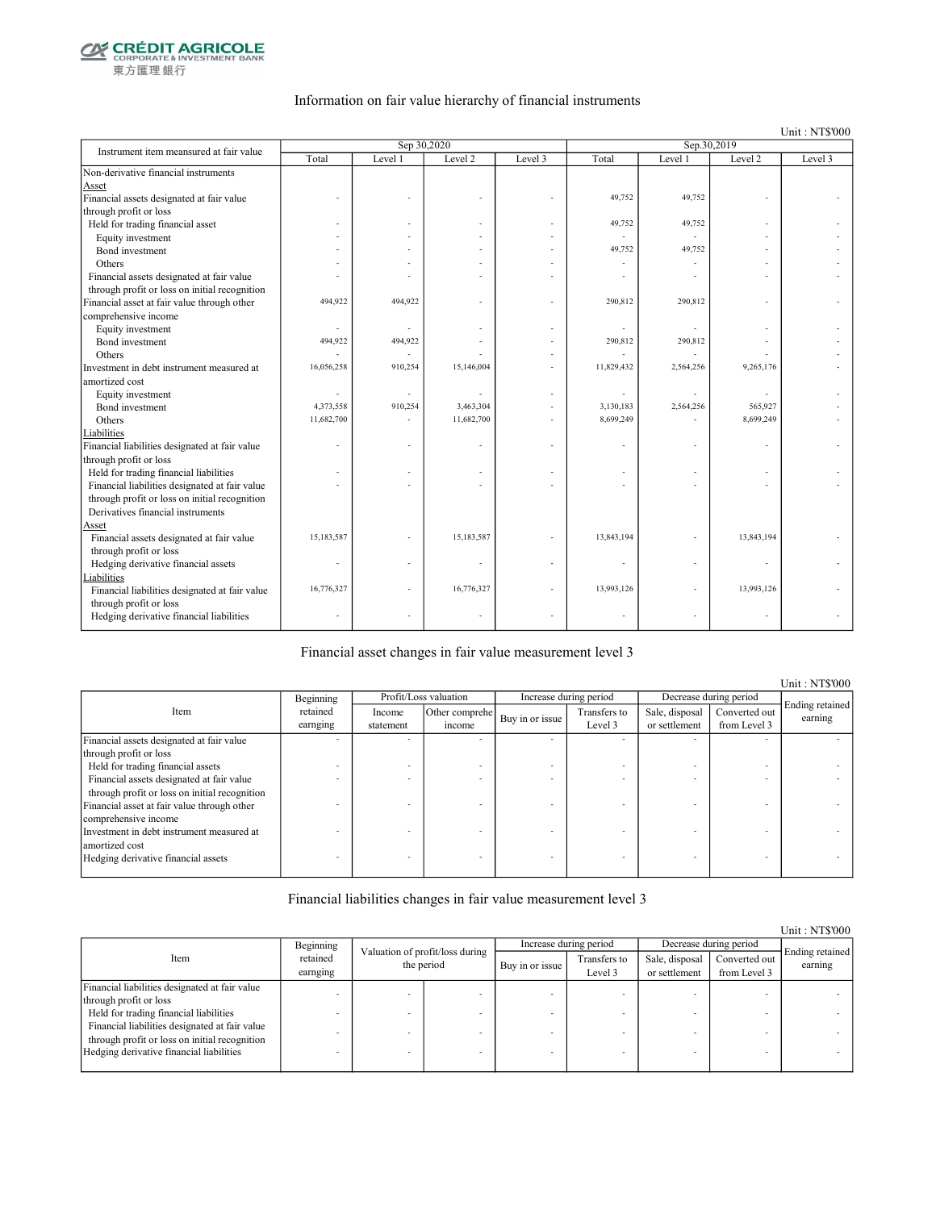CRÉDIT AGRICOLE CORPORATE & INVESTMENT BANK 東方匯理銀行

## Information on fair value hierarchy of financial instruments

Unit : NT$'000

| Instrument item meansured at fair value | Sep 30,2020 | | | | Sep.30,2019 | | | |
|---|---|---|---|---|---|---|---|---|
| | Total | Level 1 | Level 2 | Level 3 | Total | Level 1 | Level 2 | Level 3 |
| Non-derivative financial instruments | | | | | | | | |
| Asset | | | | | | | | |
| Financial assets designated at fair value through profit or loss | - | - | - | - | 49,752 | 49,752 | - | - |
| Held for trading financial asset | - | - | - | - | 49,752 | 49,752 | - | - |
| Equity investment | - | - | - | - | - | - | - | - |
| Bond investment | - | - | - | - | 49,752 | 49,752 | - | - |
| Others | - | - | - | - | - | - | - | - |
| Financial assets designated at fair value through profit or loss on initial recognition | - | - | - | - | - | - | - | - |
| Financial asset at fair value through other comprehensive income | 494,922 | 494,922 | - | - | 290,812 | 290,812 | - | - |
| Equity investment | - | - | - | - | - | - | - | - |
| Bond investment | 494,922 | 494,922 | - | - | 290,812 | 290,812 | - | - |
| Others | - | - | - | - | - | - | - | - |
| Investment in debt instrument measured at amortized cost | 16,056,258 | 910,254 | 15,146,004 | - | 11,829,432 | 2,564,256 | 9,265,176 | - |
| Equity investment | - | - | - | - | - | - | - | - |
| Bond investment | 4,373,558 | 910,254 | 3,463,304 | - | 3,130,183 | 2,564,256 | 565,927 | - |
| Others | 11,682,700 | - | 11,682,700 | - | 8,699,249 | - | 8,699,249 | - |
| Liabilities | | | | | | | | |
| Financial liabilities designated at fair value through profit or loss | - | - | - | - | - | - | - | - |
| Held for trading financial liabilities | - | - | - | - | - | - | - | - |
| Financial liabilities designated at fair value through profit or loss on initial recognition | - | - | - | - | - | - | - | - |
| Derivatives financial instruments | | | | | | | | |
| Asset | | | | | | | | |
| Financial assets designated at fair value through profit or loss | 15,183,587 | - | 15,183,587 | - | 13,843,194 | - | 13,843,194 | - |
| Hedging derivative financial assets | - | - | - | - | - | - | - | - |
| Liabilities | | | | | | | | |
| Financial liabilities designated at fair value through profit or loss | 16,776,327 | - | 16,776,327 | - | 13,993,126 | - | 13,993,126 | - |
| Hedging derivative financial liabilities | - | - | - | - | - | - | - | - |

## Financial asset changes in fair value measurement level 3

Unit : NT$'000

| Item | Beginning retained earnging | Profit/Loss valuation | | Increase during period | | Decrease during period | | Ending retained earning |
|---|---|---|---|---|---|---|---|---|
| | | Income statement | Other comprehe income | Buy in or issue | Transfers to Level 3 | Sale, disposal or settlement | Converted out from Level 3 | |
| Financial assets designated at fair value through profit or loss | - | - | - | - | - | - | - | - |
| Held for trading financial assets | - | - | - | - | - | - | - | - |
| Financial assets designated at fair value through profit or loss on initial recognition | - | - | - | - | - | - | - | - |
| Financial asset at fair value through other comprehensive income | - | - | - | - | - | - | - | - |
| Investment in debt instrument measured at amortized cost | - | - | - | - | - | - | - | - |
| Hedging derivative financial assets | - | - | - | - | - | - | - | - |

## Financial liabilities changes in fair value measurement level 3

Unit : NT$'000

| Item | Beginning retained earnging | Valuation of profit/loss during the period | | Increase during period | | Decrease during period | | Ending retained earning |
|---|---|---|---|---|---|---|---|---|
| | | | | Buy in or issue | Transfers to Level 3 | Sale, disposal or settlement | Converted out from Level 3 | |
| Financial liabilities designated at fair value through profit or loss | - | - | - | - | - | - | - | - |
| Held for trading financial liabilities | - | - | - | - | - | - | - | - |
| Financial liabilities designated at fair value through profit or loss on initial recognition | - | - | - | - | - | - | - | - |
| Hedging derivative financial liabilities | - | - | - | - | - | - | - | - |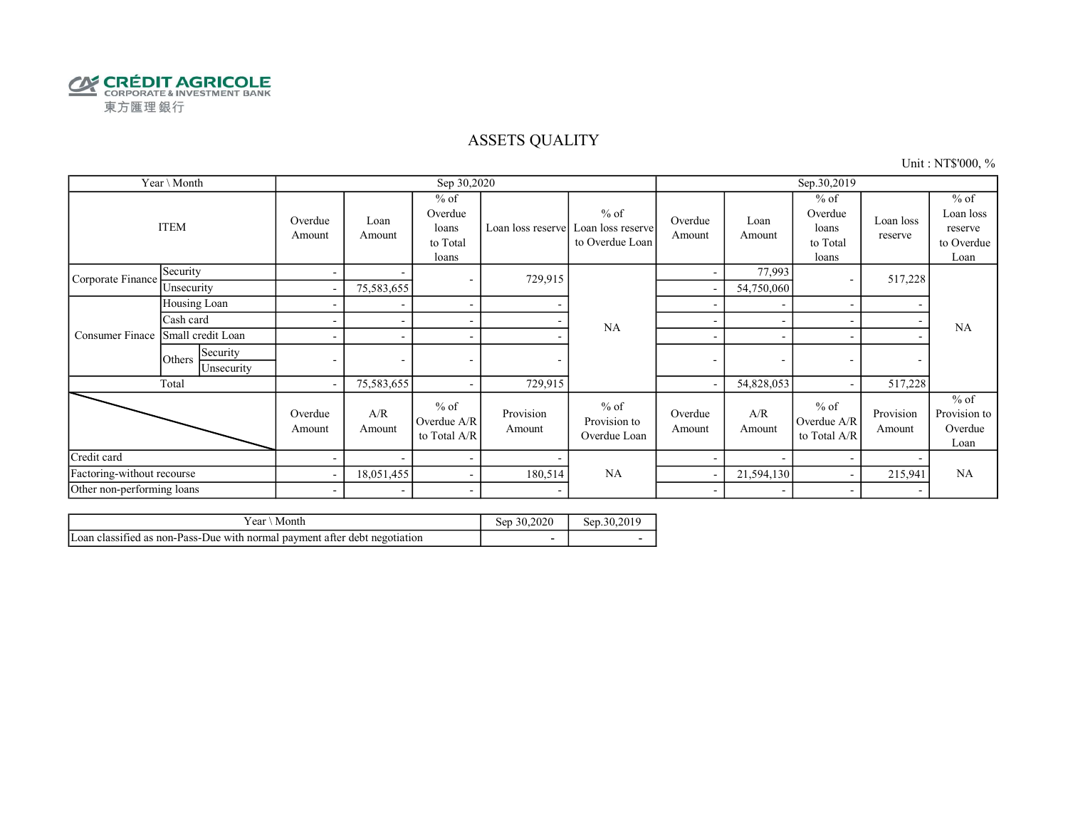CRÉDIT AGRICOLE
CORPORATE & INVESTMENT BANK
東方匯理銀行

# ASSETS QUALITY

Unit : NT$'000, %

| Year \ Month | | | Sep 30,2020 | | | | | Sep.30,2019 | | | | |
|---|---|---|---|---|---|---|---|---|---|---|---|---|
| ITEM | | | Overdue Amount | Loan Amount | % of Overdue loans to Total loans | Loan loss reserve | % of Loan loss reserve to Overdue Loan | Overdue Amount | Loan Amount | % of Overdue loans to Total loans | Loan loss reserve | % of Loan loss reserve to Overdue Loan |
| Corporate Finance | Security | | - | - | - | 729,915 | NA | - | 77,993 | - | 517,228 | NA |
| | Unsecurity | | - | 75,583,655 | | | | - | 54,750,060 | | | |
| Consumer Finace | Housing Loan | | - | - | - | - | | - | - | - | - | |
| | Cash card | | - | - | - | - | | - | - | - | - | |
| | Small credit Loan | | - | - | - | - | | - | - | - | - | |
| | Others | Security | - | - | - | - | | - | - | - | - | |
| | | Unsecurity | | | | | | | | | | |
| Total | | | - | 75,583,655 | - | 729,915 | | - | 54,828,053 | - | 517,228 | |
| | | | Overdue Amount | A/R Amount | % of Overdue A/R to Total A/R | Provision Amount | % of Provision to Overdue Loan | Overdue Amount | A/R Amount | % of Overdue A/R to Total A/R | Provision Amount | % of Provision to Overdue Loan |
| Credit card | | | - | - | - | - | NA | - | - | - | - | NA |
| Factoring-without recourse | | | - | 18,051,455 | - | 180,514 | | - | 21,594,130 | - | 215,941 | |
| Other non-performing loans | | | - | - | - | - | | - | - | - | - | |

| Year \ Month | Sep 30,2020 | Sep.30,2019 |
|---|---|---|
| Loan classified as non-Pass-Due with normal payment after debt negotiation | - | - |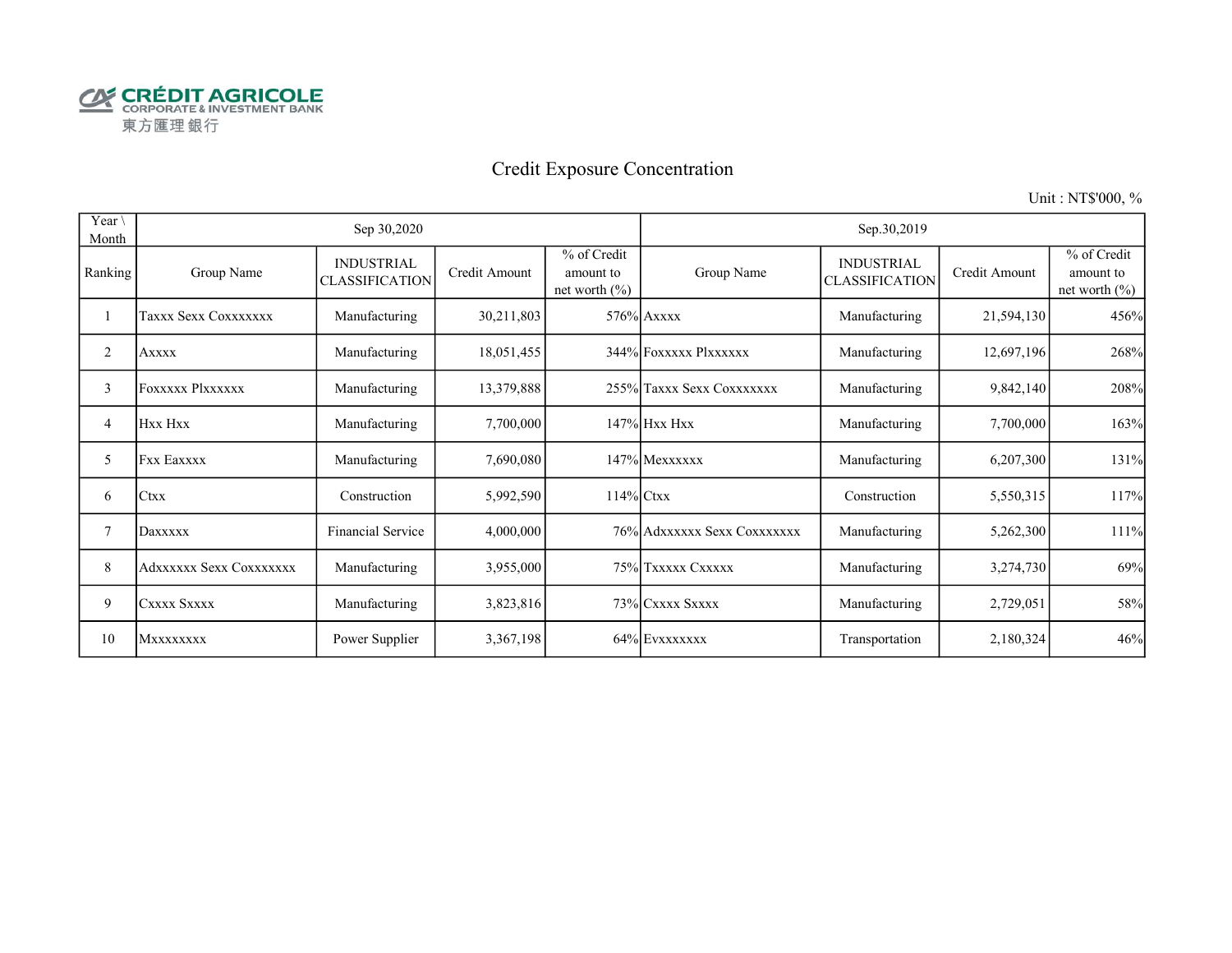CRÉDIT AGRICOLE
CORPORATE & INVESTMENT BANK
東方匯理銀行

# Credit Exposure Concentration

Unit : NT$'000, %

| Year \ Month | Sep 30,2020 | | | | Sep.30,2019 | | | |
|---|---|---|---|---|---|---|---|---|
| Ranking | Group Name | INDUSTRIAL CLASSIFICATION | Credit Amount | % of Credit amount to net worth (%) | Group Name | INDUSTRIAL CLASSIFICATION | Credit Amount | % of Credit amount to net worth (%) |
| 1 | Taxxx Sexx Coxxxxxxx | Manufacturing | 30,211,803 | 576% | Axxxx | Manufacturing | 21,594,130 | 456% |
| 2 | Axxxx | Manufacturing | 18,051,455 | 344% | Foxxxxx Plxxxxxx | Manufacturing | 12,697,196 | 268% |
| 3 | Foxxxxx Plxxxxxx | Manufacturing | 13,379,888 | 255% | Taxxx Sexx Coxxxxxxx | Manufacturing | 9,842,140 | 208% |
| 4 | Hxx Hxx | Manufacturing | 7,700,000 | 147% | Hxx Hxx | Manufacturing | 7,700,000 | 163% |
| 5 | Fxx Eaxxxx | Manufacturing | 7,690,080 | 147% | Mexxxxxx | Manufacturing | 6,207,300 | 131% |
| 6 | Ctxx | Construction | 5,992,590 | 114% | Ctxx | Construction | 5,550,315 | 117% |
| 7 | Daxxxxx | Financial Service | 4,000,000 | 76% | Adxxxxxx Sexx Coxxxxxxx | Manufacturing | 5,262,300 | 111% |
| 8 | Adxxxxxx Sexx Coxxxxxxx | Manufacturing | 3,955,000 | 75% | Txxxxx Cxxxxx | Manufacturing | 3,274,730 | 69% |
| 9 | Cxxxx Sxxxx | Manufacturing | 3,823,816 | 73% | Cxxxx Sxxxx | Manufacturing | 2,729,051 | 58% |
| 10 | Mxxxxxxxx | Power Supplier | 3,367,198 | 64% | Evxxxxxxx | Transportation | 2,180,324 | 46% |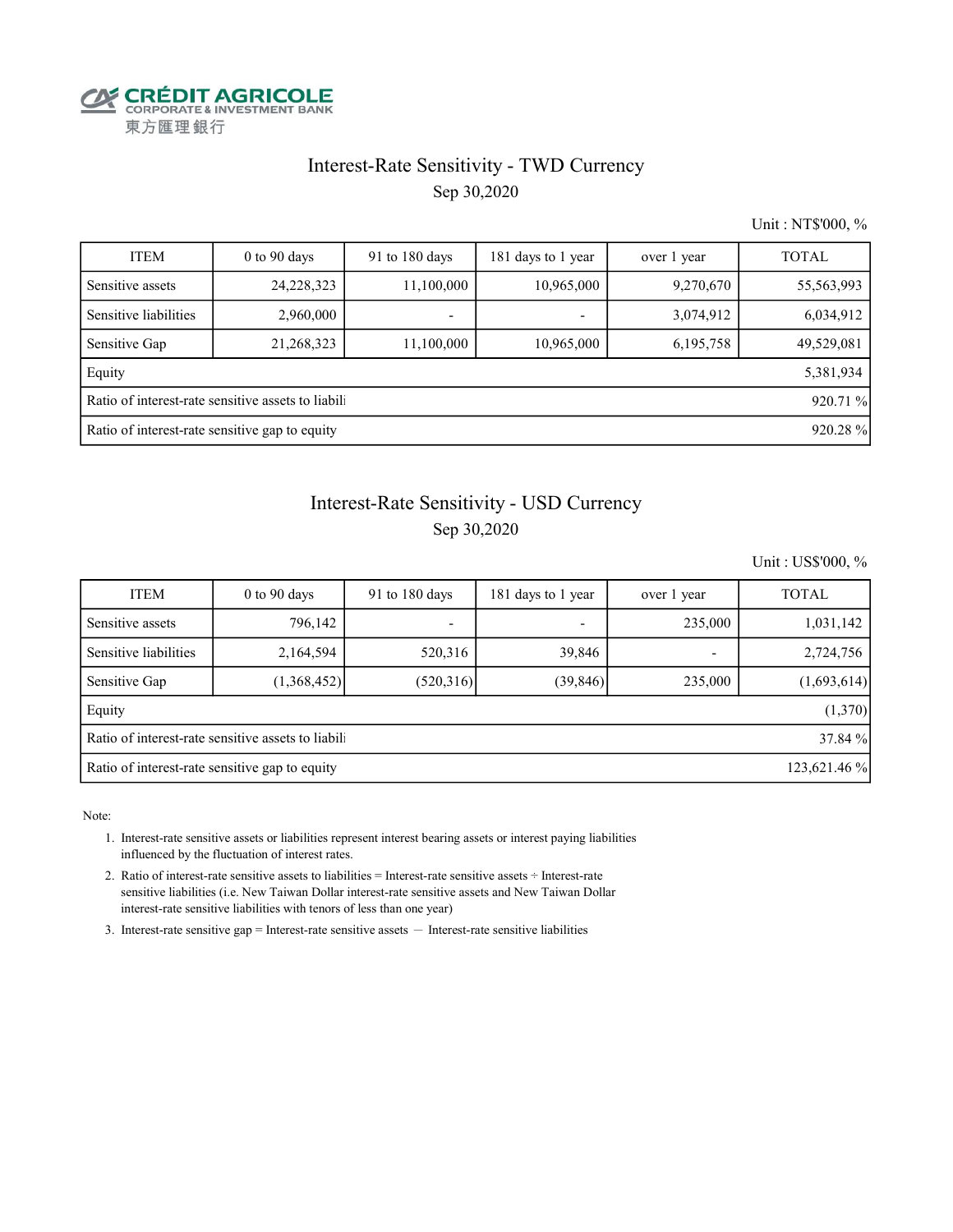CRÉDIT AGRICOLE
CORPORATE & INVESTMENT BANK
東方匯理銀行

## Interest-Rate Sensitivity - TWD Currency

Sep 30,2020

Unit : NT$'000, %

| ITEM | 0 to 90 days | 91 to 180 days | 181 days to 1 year | over 1 year | TOTAL |
|---|---|---|---|---|---|
| Sensitive assets | 24,228,323 | 11,100,000 | 10,965,000 | 9,270,670 | 55,563,993 |
| Sensitive liabilities | 2,960,000 | - | - | 3,074,912 | 6,034,912 |
| Sensitive Gap | 21,268,323 | 11,100,000 | 10,965,000 | 6,195,758 | 49,529,081 |
| Equity | | | | | 5,381,934 |
| Ratio of interest-rate sensitive assets to liabili | | | | | 920.71 % |
| Ratio of interest-rate sensitive gap to equity | | | | | 920.28 % |

## Interest-Rate Sensitivity - USD Currency

Sep 30,2020

Unit : US$'000, %

| ITEM | 0 to 90 days | 91 to 180 days | 181 days to 1 year | over 1 year | TOTAL |
|---|---|---|---|---|---|
| Sensitive assets | 796,142 | - | - | 235,000 | 1,031,142 |
| Sensitive liabilities | 2,164,594 | 520,316 | 39,846 | - | 2,724,756 |
| Sensitive Gap | (1,368,452) | (520,316) | (39,846) | 235,000 | (1,693,614) |
| Equity | | | | | (1,370) |
| Ratio of interest-rate sensitive assets to liabili | | | | | 37.84 % |
| Ratio of interest-rate sensitive gap to equity | | | | | 123,621.46 % |

Note:

1. Interest-rate sensitive assets or liabilities represent interest bearing assets or interest paying liabilities influenced by the fluctuation of interest rates.
2. Ratio of interest-rate sensitive assets to liabilities = Interest-rate sensitive assets ÷ Interest-rate sensitive liabilities (i.e. New Taiwan Dollar interest-rate sensitive assets and New Taiwan Dollar interest-rate sensitive liabilities with tenors of less than one year)
3. Interest-rate sensitive gap = Interest-rate sensitive assets — Interest-rate sensitive liabilities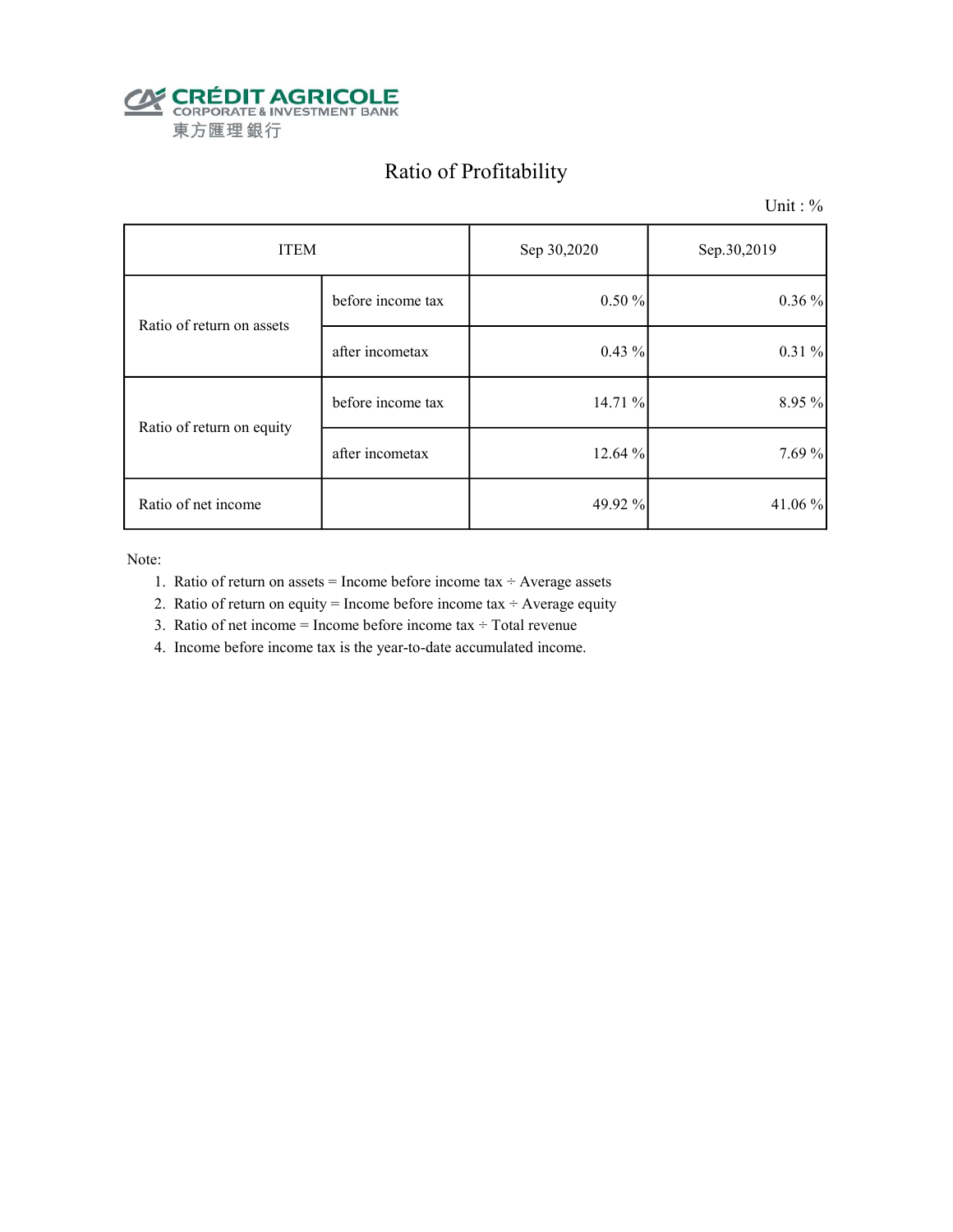CRÉDIT AGRICOLE
CORPORATE & INVESTMENT BANK
東方匯理銀行

# Ratio of Profitability

Unit : %

| ITEM | | Sep 30,2020 | Sep.30,2019 |
|---|---|---|---|
| Ratio of return on assets | before income tax | 0.50 % | 0.36 % |
| | after incometax | 0.43 % | 0.31 % |
| Ratio of return on equity | before income tax | 14.71 % | 8.95 % |
| | after incometax | 12.64 % | 7.69 % |
| Ratio of net income | | 49.92 % | 41.06 % |

Note:

1. Ratio of return on assets = Income before income tax ÷ Average assets
2. Ratio of return on equity = Income before income tax ÷ Average equity
3. Ratio of net income = Income before income tax ÷ Total revenue
4. Income before income tax is the year-to-date accumulated income.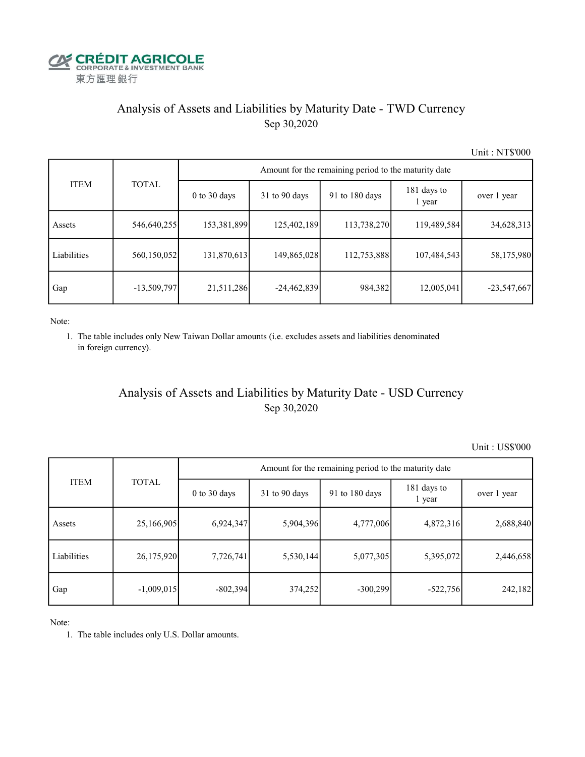CRÉDIT AGRICOLE
CORPORATE & INVESTMENT BANK
東方匯理銀行

## Analysis of Assets and Liabilities by Maturity Date - TWD Currency

Sep 30,2020

Unit : NT$'000

| ITEM | TOTAL | Amount for the remaining period to the maturity date | | | | |
|---|---|---|---|---|---|---|
| | | 0 to 30 days | 31 to 90 days | 91 to 180 days | 181 days to 1 year | over 1 year |
| Assets | 546,640,255 | 153,381,899 | 125,402,189 | 113,738,270 | 119,489,584 | 34,628,313 |
| Liabilities | 560,150,052 | 131,870,613 | 149,865,028 | 112,753,888 | 107,484,543 | 58,175,980 |
| Gap | -13,509,797 | 21,511,286 | -24,462,839 | 984,382 | 12,005,041 | -23,547,667 |

Note:

1. The table includes only New Taiwan Dollar amounts (i.e. excludes assets and liabilities denominated in foreign currency).

## Analysis of Assets and Liabilities by Maturity Date - USD Currency

Sep 30,2020

Unit : US$'000

| ITEM | TOTAL | Amount for the remaining period to the maturity date | | | | |
|---|---|---|---|---|---|---|
| | | 0 to 30 days | 31 to 90 days | 91 to 180 days | 181 days to 1 year | over 1 year |
| Assets | 25,166,905 | 6,924,347 | 5,904,396 | 4,777,006 | 4,872,316 | 2,688,840 |
| Liabilities | 26,175,920 | 7,726,741 | 5,530,144 | 5,077,305 | 5,395,072 | 2,446,658 |
| Gap | -1,009,015 | -802,394 | 374,252 | -300,299 | -522,756 | 242,182 |

Note:

1. The table includes only U.S. Dollar amounts.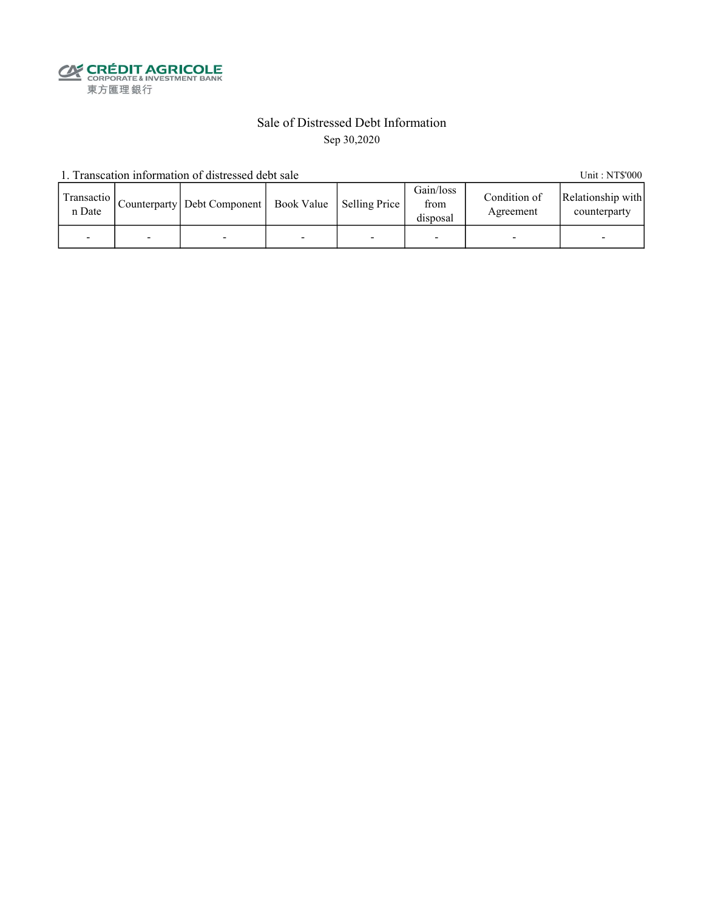CRÉDIT AGRICOLE
CORPORATE & INVESTMENT BANK
東方匯理銀行

# Sale of Distressed Debt Information

Sep 30,2020

1. Transcation information of distressed debt sale

Unit : NT$'000

| Transaction Date | Counterparty | Debt Component | Book Value | Selling Price | Gain/loss from disposal | Condition of Agreement | Relationship with counterparty |
|---|---|---|---|---|---|---|---|
| - | - | - | - | - | - | - | - |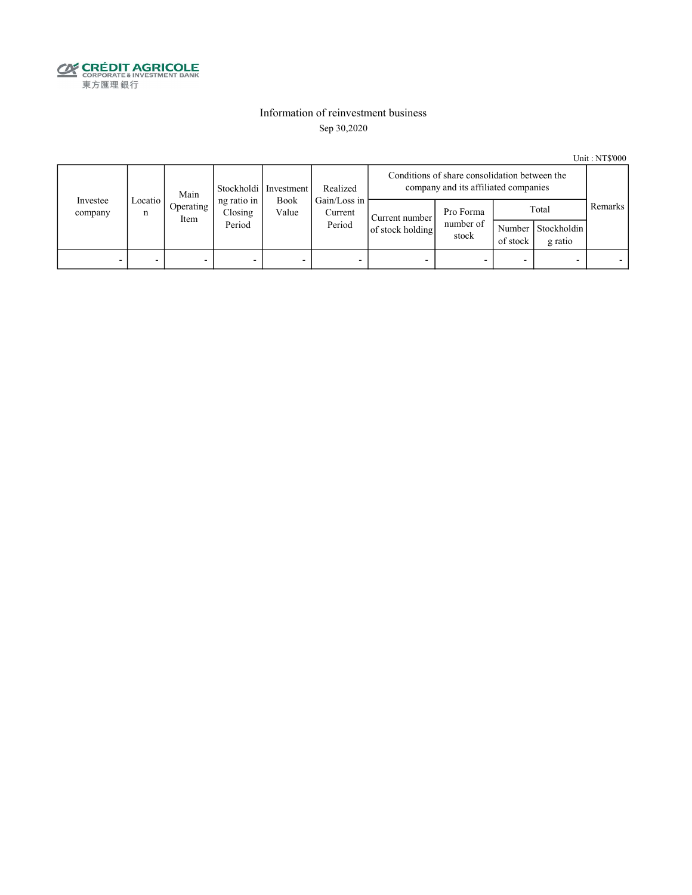CRÉDIT AGRICOLE
CORPORATE & INVESTMENT BANK
東方匯理銀行

# Information of reinvestment business

Sep 30,2020

Unit : NT$'000

| Investee company | Location | Main Operating Item | Stockholding ratio in Closing Period | Investment Book Value | Realized Gain/Loss in Current Period | Conditions of share consolidation between the company and its affiliated companies | | | | Remarks |
|---|---|---|---|---|---|---|---|---|---|---|
| | | | | | | Current number of stock holding | Pro Forma number of stock | Total | | |
| | | | | | | | | Number of stock | Stockholding ratio | |
| - | - | - | - | - | - | - | - | - | - | - |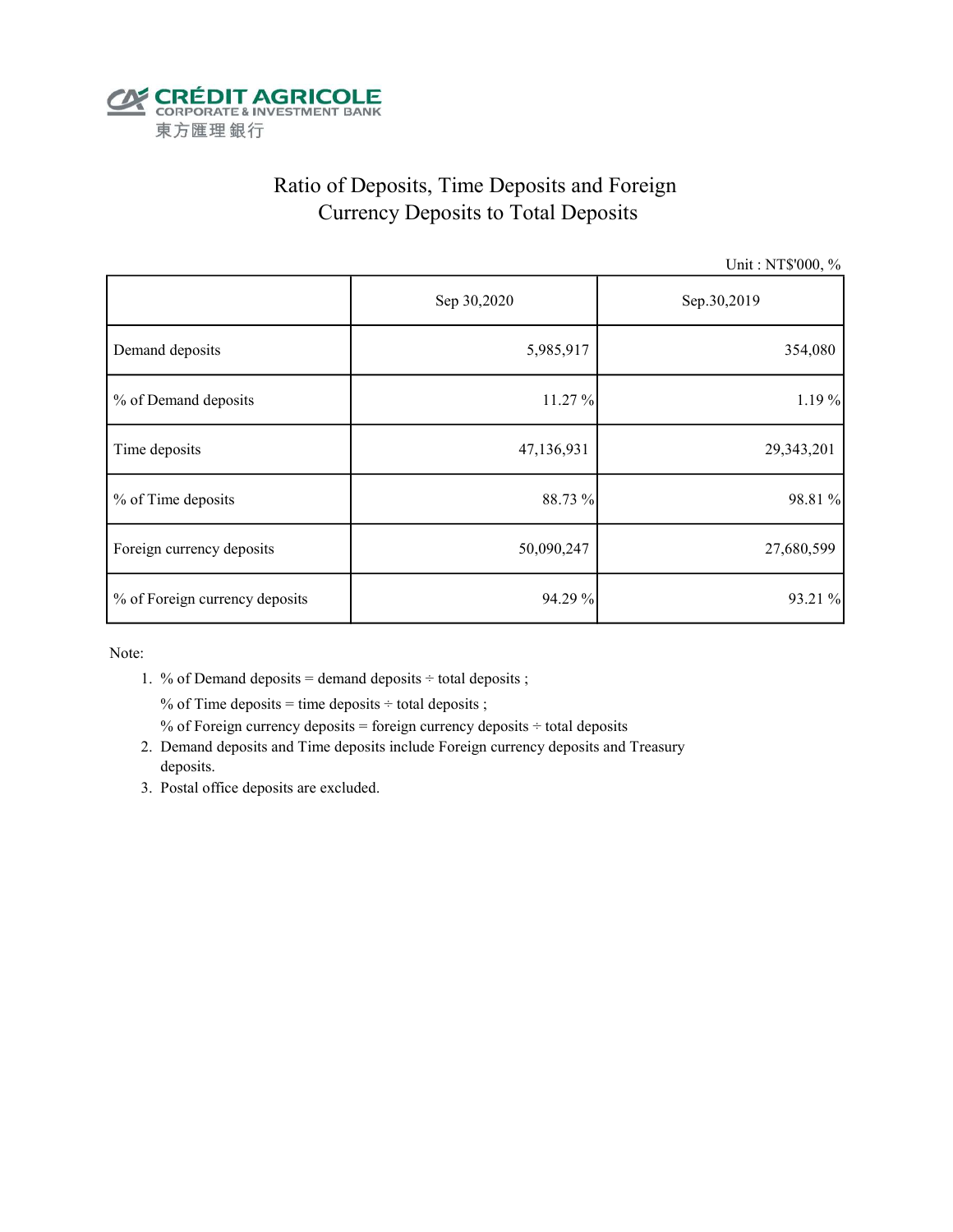CRÉDIT AGRICOLE
CORPORATE & INVESTMENT BANK
東方匯理銀行

# Ratio of Deposits, Time Deposits and Foreign Currency Deposits to Total Deposits

Unit : NT$'000, %

| | Sep 30,2020 | Sep.30,2019 |
|---|---|---|
| Demand deposits | 5,985,917 | 354,080 |
| % of Demand deposits | 11.27 % | 1.19 % |
| Time deposits | 47,136,931 | 29,343,201 |
| % of Time deposits | 88.73 % | 98.81 % |
| Foreign currency deposits | 50,090,247 | 27,680,599 |
| % of Foreign currency deposits | 94.29 % | 93.21 % |

Note:

1. % of Demand deposits = demand deposits ÷ total deposits ;

   % of Time deposits = time deposits ÷ total deposits ;

   % of Foreign currency deposits = foreign currency deposits ÷ total deposits
2. Demand deposits and Time deposits include Foreign currency deposits and Treasury deposits.
3. Postal office deposits are excluded.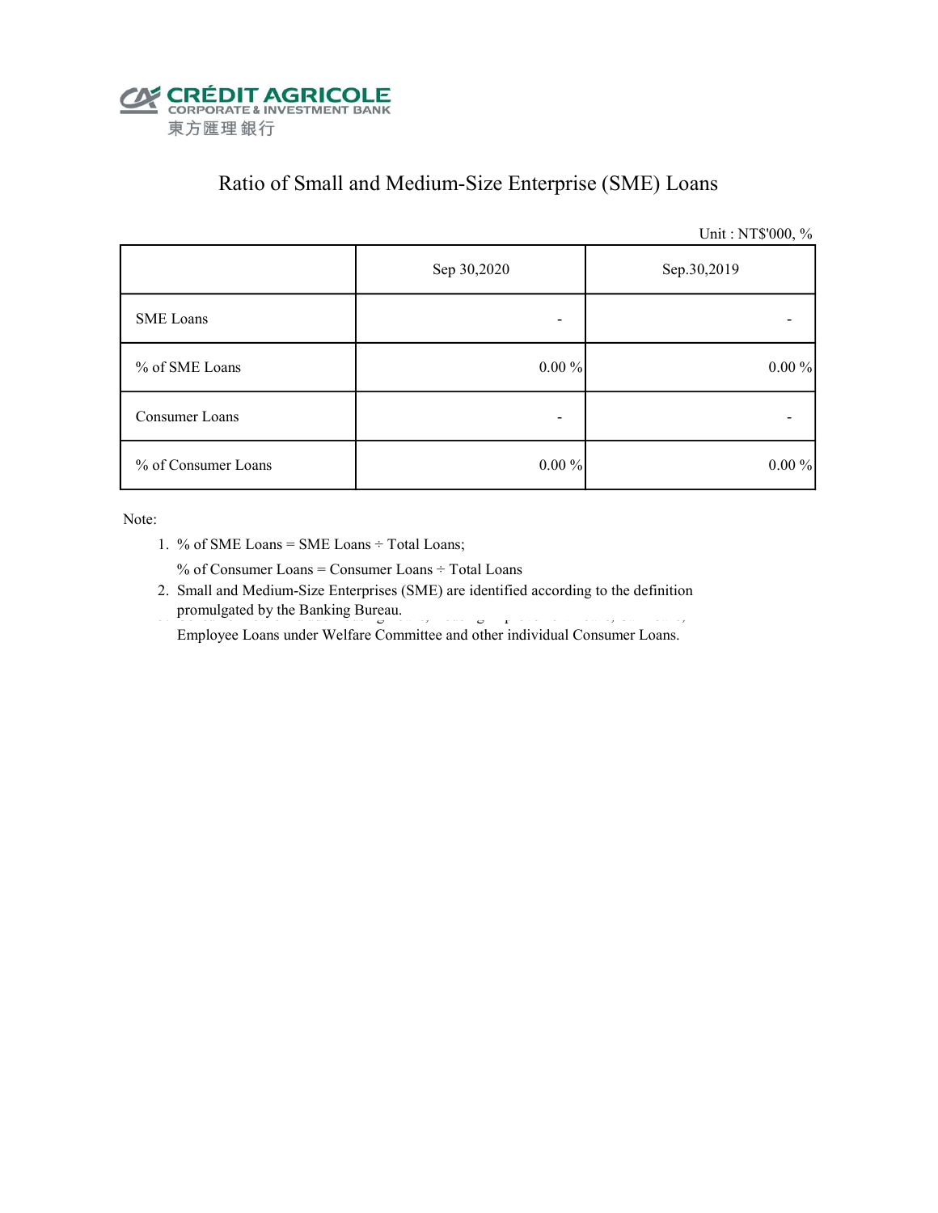CRÉDIT AGRICOLE
CORPORATE & INVESTMENT BANK
東方匯理銀行

# Ratio of Small and Medium-Size Enterprise (SME) Loans

Unit : NT$'000, %

| | Sep 30,2020 | Sep.30,2019 |
|---|---|---|
| SME Loans | - | - |
| % of SME Loans | 0.00 % | 0.00 % |
| Consumer Loans | - | - |
| % of Consumer Loans | 0.00 % | 0.00 % |

Note:

1. % of SME Loans = SME Loans ÷ Total Loans;

   % of Consumer Loans = Consumer Loans ÷ Total Loans

2. Small and Medium-Size Enterprises (SME) are identified according to the definition promulgated by the Banking Bureau.

   Employee Loans under Welfare Committee and other individual Consumer Loans.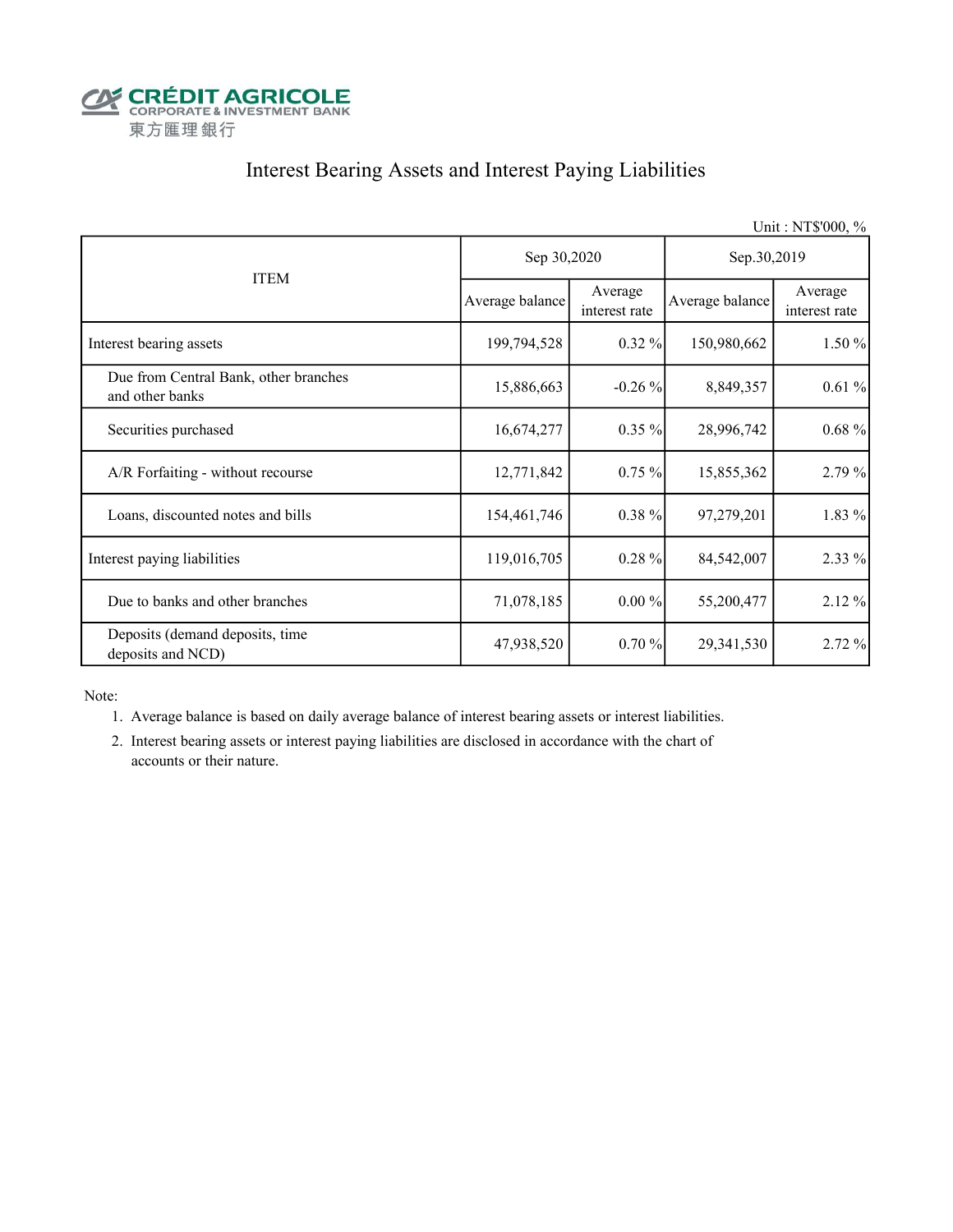CRÉDIT AGRICOLE
CORPORATE & INVESTMENT BANK
東方匯理銀行

# Interest Bearing Assets and Interest Paying Liabilities

Unit : NT$'000, %

| ITEM | Sep 30,2020 | | Sep.30,2019 | |
|---|---|---|---|---|
| | Average balance | Average interest rate | Average balance | Average interest rate |
| Interest bearing assets | 199,794,528 | 0.32 % | 150,980,662 | 1.50 % |
| Due from Central Bank, other branches and other banks | 15,886,663 | -0.26 % | 8,849,357 | 0.61 % |
| Securities purchased | 16,674,277 | 0.35 % | 28,996,742 | 0.68 % |
| A/R Forfaiting - without recourse | 12,771,842 | 0.75 % | 15,855,362 | 2.79 % |
| Loans, discounted notes and bills | 154,461,746 | 0.38 % | 97,279,201 | 1.83 % |
| Interest paying liabilities | 119,016,705 | 0.28 % | 84,542,007 | 2.33 % |
| Due to banks and other branches | 71,078,185 | 0.00 % | 55,200,477 | 2.12 % |
| Deposits (demand deposits, time deposits and NCD) | 47,938,520 | 0.70 % | 29,341,530 | 2.72 % |

Note:

1. Average balance is based on daily average balance of interest bearing assets or interest liabilities.
2. Interest bearing assets or interest paying liabilities are disclosed in accordance with the chart of accounts or their nature.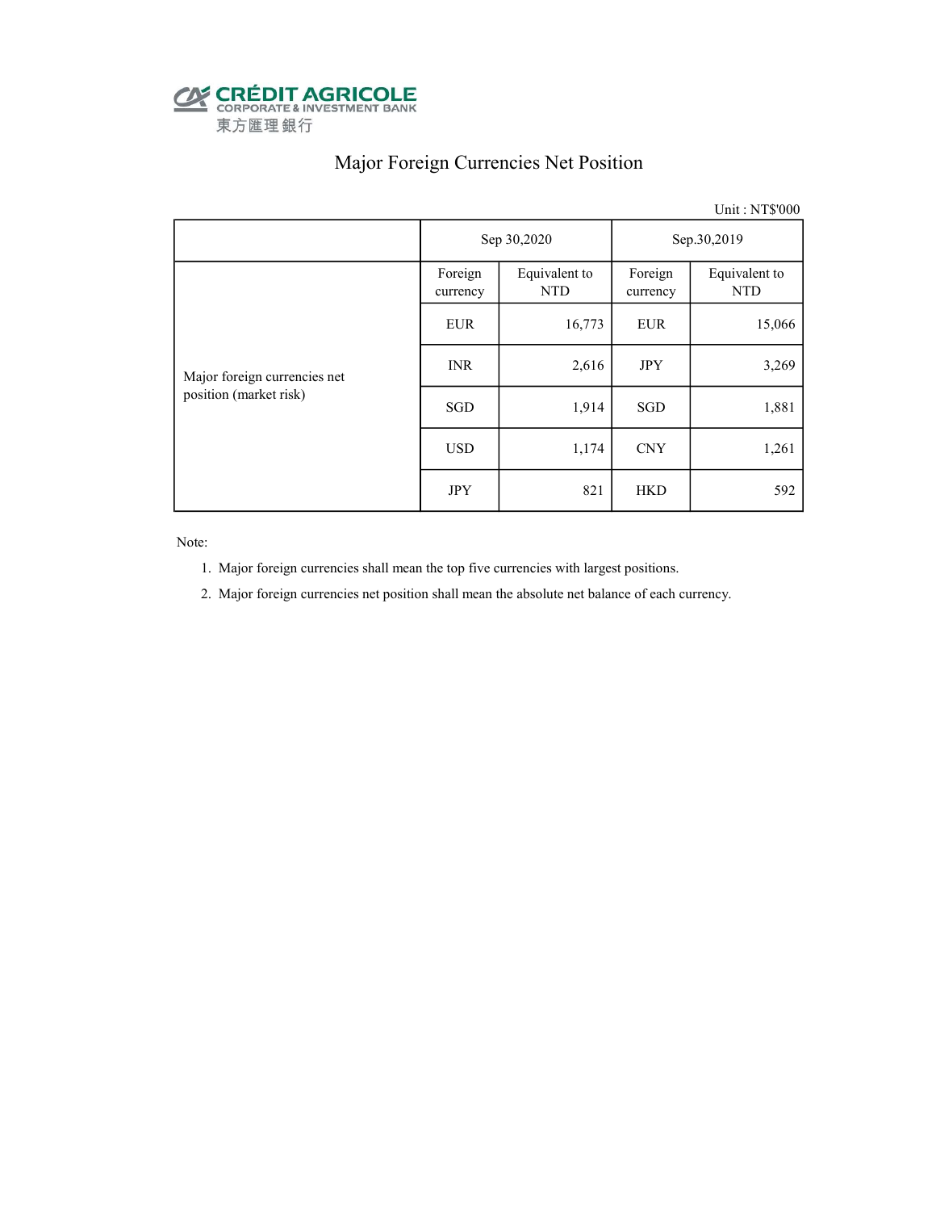CRÉDIT AGRICOLE
CORPORATE & INVESTMENT BANK
東方匯理銀行

# Major Foreign Currencies Net Position

Unit : NT$'000

| | Sep 30,2020 | | Sep.30,2019 | |
|---|---|---|---|---|
| | Foreign currency | Equivalent to NTD | Foreign currency | Equivalent to NTD |
| Major foreign currencies net position (market risk) | EUR | 16,773 | EUR | 15,066 |
| | INR | 2,616 | JPY | 3,269 |
| | SGD | 1,914 | SGD | 1,881 |
| | USD | 1,174 | CNY | 1,261 |
| | JPY | 821 | HKD | 592 |

Note:

1. Major foreign currencies shall mean the top five currencies with largest positions.
2. Major foreign currencies net position shall mean the absolute net balance of each currency.